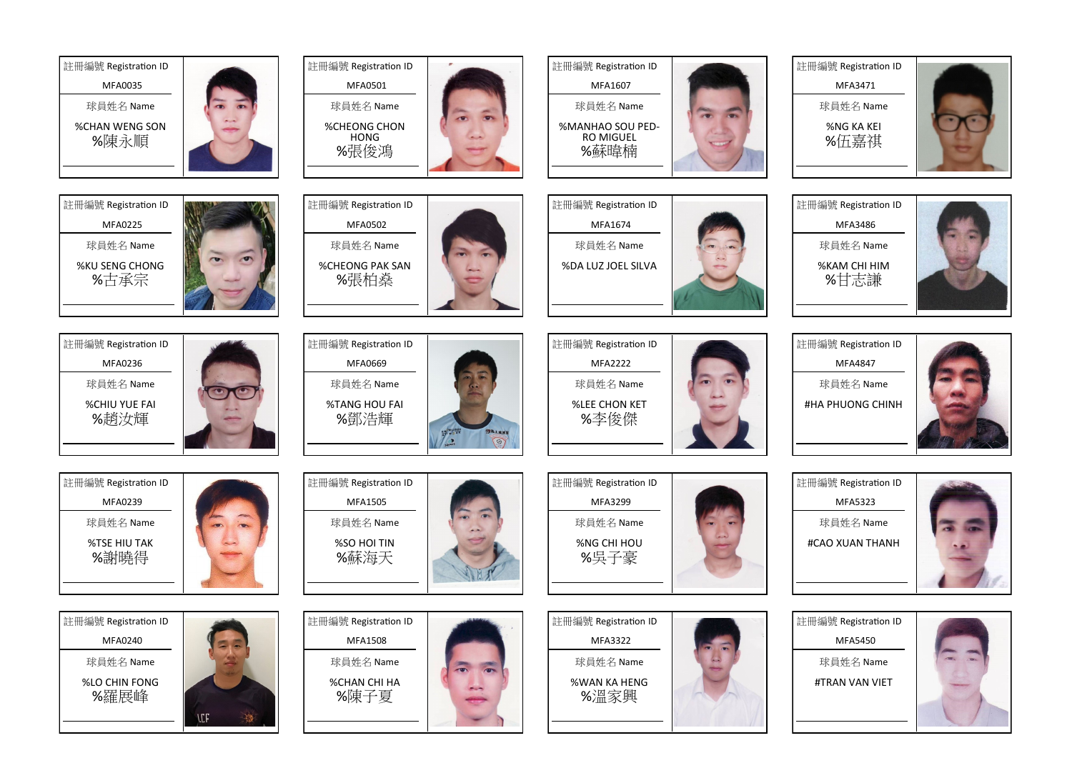| 註冊編號 Registration ID | 球員姓名 Name |
| --- | --- |
| MFA0035 | %CHAN WENG SON %陳永順 |
| MFA0501 | %CHEONG CHON HONG %張俊鴻 |
| MFA1607 | %MANHAO SOU PED-RO MIGUEL %蘇暐楠 |
| MFA3471 | %NG KA KEI %伍嘉祺 |
| MFA0225 | %KU SENG CHONG %古承宗 |
| MFA0502 | %CHEONG PAK SAN %張柏燊 |
| MFA1674 | %DA LUZ JOEL SILVA |
| MFA3486 | %KAM CHI HIM %甘志謙 |
| MFA0236 | %CHIU YUE FAI %趙汝輝 |
| MFA0669 | %TANG HOU FAI %鄧浩輝 |
| MFA2222 | %LEE CHON KET %李俊傑 |
| MFA4847 | #HA PHUONG CHINH |
| MFA0239 | %TSE HIU TAK %謝曉得 |
| MFA1505 | %SO HOI TIN %蘇海天 |
| MFA3299 | %NG CHI HOU %吳子豪 |
| MFA5323 | #CAO XUAN THANH |
| MFA0240 | %LO CHIN FONG %羅展峰 |
| MFA1508 | %CHAN CHI HA %陳子夏 |
| MFA3322 | %WAN KA HENG %溫家興 |
| MFA5450 | #TRAN VAN VIET |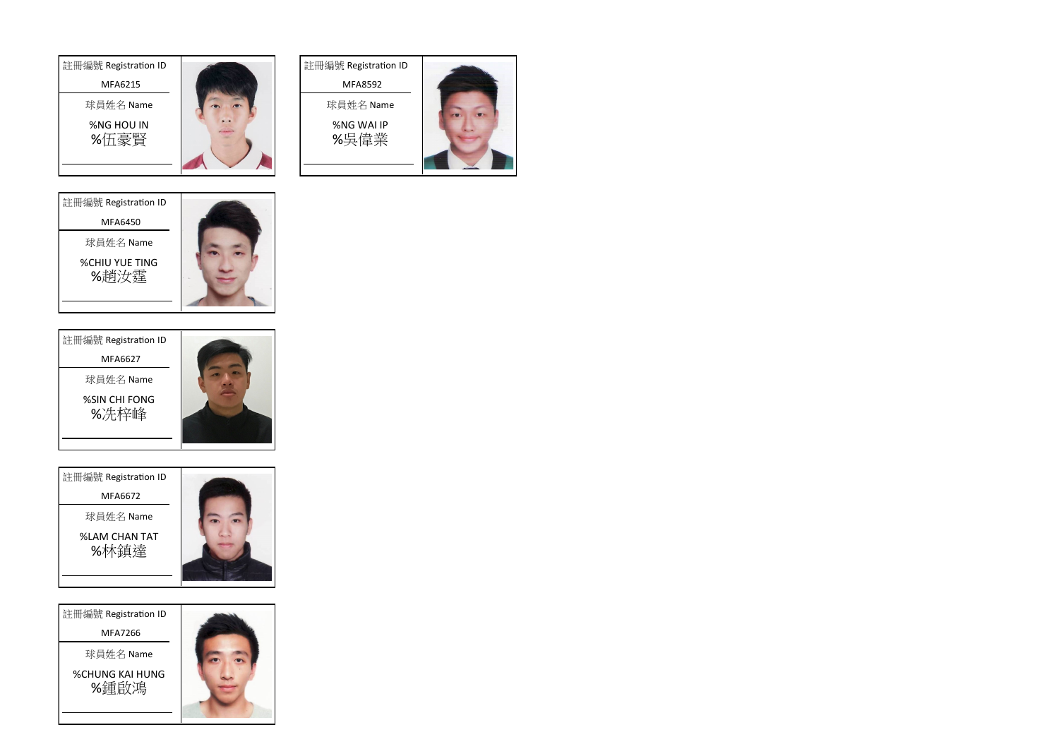註冊編號 Registration ID

MFA6215

球員姓名 Name

%NG HOU IN
%伍豪賢

註冊編號 Registration ID

MFA8592

球員姓名 Name

%NG WAI IP
%吳偉業

註冊編號 Registration ID

MFA6450

球員姓名 Name

%CHIU YUE TING
%趙汝霆

註冊編號 Registration ID

MFA6627

球員姓名 Name

%SIN CHI FONG
%冼梓峰

註冊編號 Registration ID

MFA6672

球員姓名 Name

%LAM CHAN TAT
%林鎮達

註冊編號 Registration ID

MFA7266

球員姓名 Name

%CHUNG KAI HUNG
%鍾啟鴻